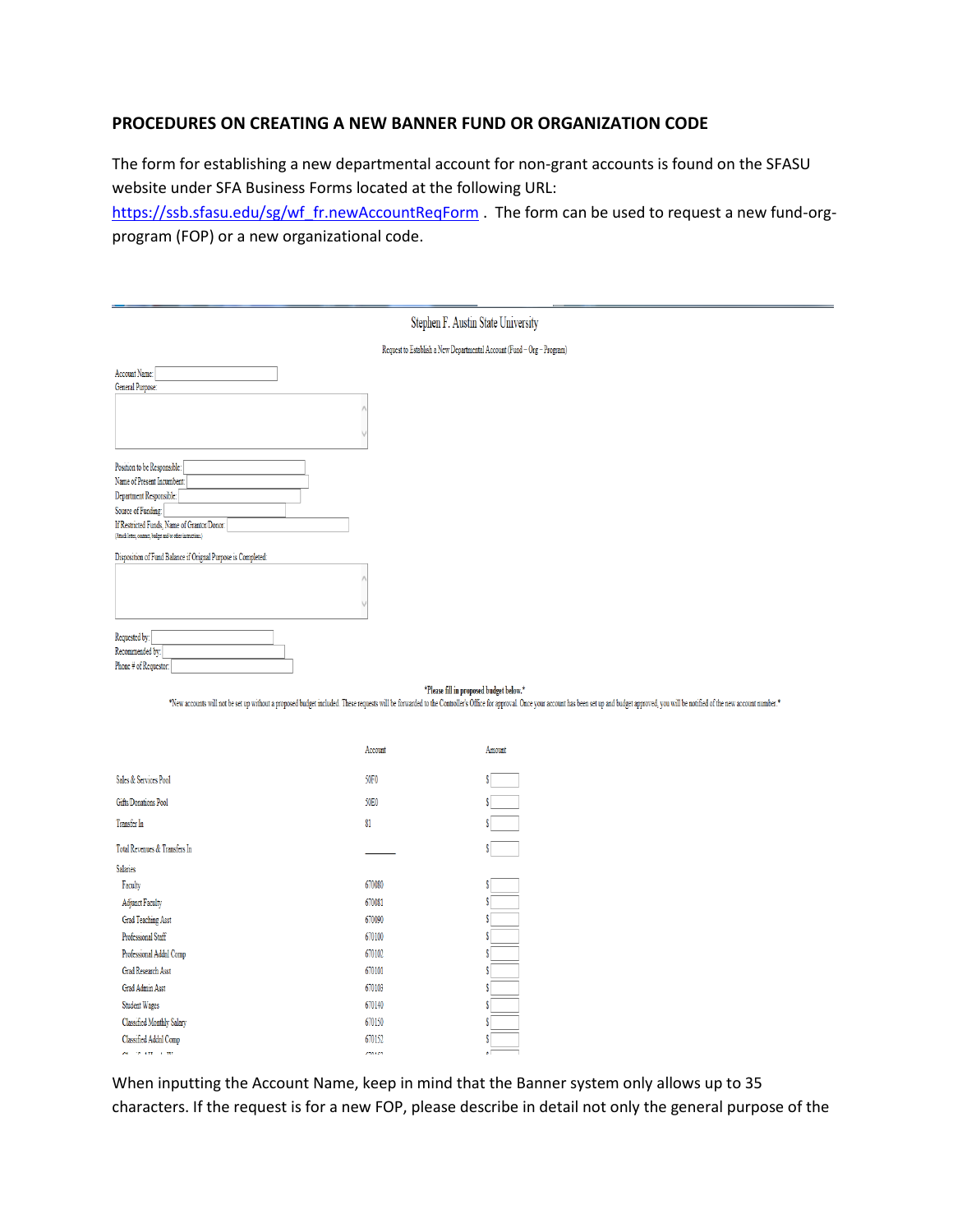## PROCEDURES ON CREATING A NEW BANNER FUND OR ORGANIZATION CODE

The form for establishing a new departmental account for non-grant accounts is found on the SFASU website under SFA Business Forms located at the following URL: https://ssb.sfasu.edu/sg/wf_fr.newAccountReqForm . The form can be used to request a new fund-org-program (FOP) or a new organizational code.

Stephen F. Austin State University

Request to Establish a New Departmental Account (Fund – Org – Program)

Account Name:

General Purpose:

Position to be Responsible:

Name of Present Incumbent:

Department Responsible:

Source of Funding:

If Restricted Funds, Name of Grantor/Donor

(Attach letter, contract, budget and/or other instructions)

Disposition of Fund Balance if Original Purpose is Completed:

Requested by:

Recommended by:

Phone # of Requestor:

*Please fill in proposed budget below.*

*New accounts will not be set up without a proposed budget included. These requests will be forwarded to the Controller's Office for approval. Once your account has been set up and budget approved, you will be notified of the new account number.*

| | Account | Amount |
|---|---|---|
| Sales & Services Pool | 50F0 | $ |
| Gifts/Donations Pool | 50E0 | $ |
| Transfer In | 81 | $ |
| Total Revenues & Transfers In | ______ | $ |
| Salaries | | |
| Faculty | 670080 | $ |
| Adjunct Faculty | 670081 | $ |
| Grad Teaching Asst | 670090 | $ |
| Professional Staff | 670100 | $ |
| Professional Addtl Comp | 670102 | $ |
| Grad Research Asst | 670101 | $ |
| Grad Admin Asst | 670103 | $ |
| Student Wages | 670140 | $ |
| Classified Monthly Salary | 670150 | $ |
| Classified Addtl Comp | 670152 | $ |

When inputting the Account Name, keep in mind that the Banner system only allows up to 35 characters. If the request is for a new FOP, please describe in detail not only the general purpose of the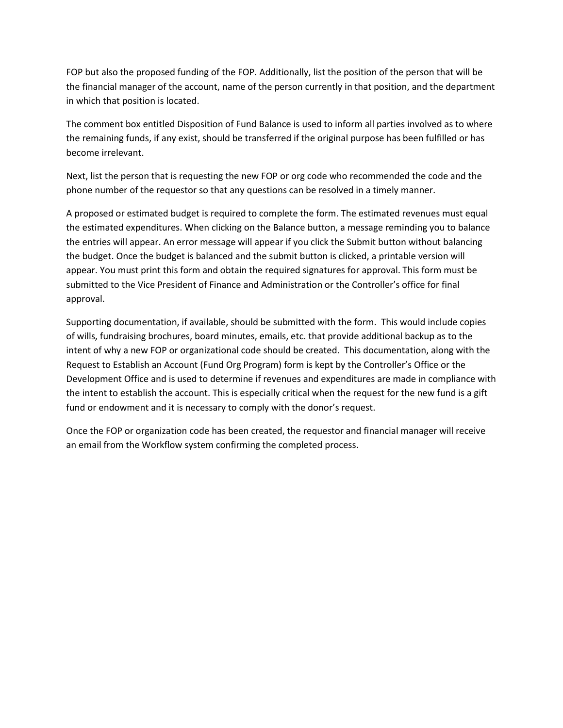FOP but also the proposed funding of the FOP. Additionally, list the position of the person that will be the financial manager of the account, name of the person currently in that position, and the department in which that position is located.

The comment box entitled Disposition of Fund Balance is used to inform all parties involved as to where the remaining funds, if any exist, should be transferred if the original purpose has been fulfilled or has become irrelevant.

Next, list the person that is requesting the new FOP or org code who recommended the code and the phone number of the requestor so that any questions can be resolved in a timely manner.

A proposed or estimated budget is required to complete the form. The estimated revenues must equal the estimated expenditures. When clicking on the Balance button, a message reminding you to balance the entries will appear. An error message will appear if you click the Submit button without balancing the budget. Once the budget is balanced and the submit button is clicked, a printable version will appear. You must print this form and obtain the required signatures for approval. This form must be submitted to the Vice President of Finance and Administration or the Controller's office for final approval.

Supporting documentation, if available, should be submitted with the form. This would include copies of wills, fundraising brochures, board minutes, emails, etc. that provide additional backup as to the intent of why a new FOP or organizational code should be created. This documentation, along with the Request to Establish an Account (Fund Org Program) form is kept by the Controller's Office or the Development Office and is used to determine if revenues and expenditures are made in compliance with the intent to establish the account. This is especially critical when the request for the new fund is a gift fund or endowment and it is necessary to comply with the donor's request.

Once the FOP or organization code has been created, the requestor and financial manager will receive an email from the Workflow system confirming the completed process.